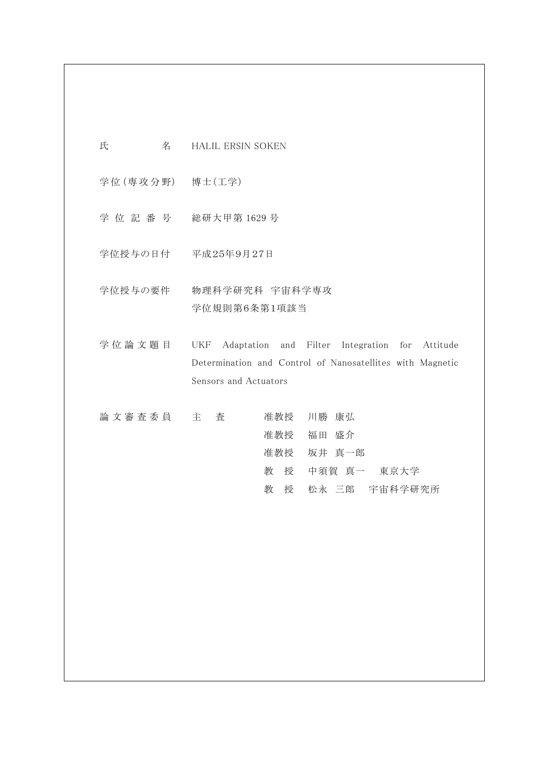| | |
|---|---|
| 氏　　　名 | HALIL ERSIN SOKEN |
| 学位(専攻分野) | 博士(工学) |
| 学位記番号 | 総研大甲第 1629 号 |
| 学位授与の日付 | 平成25年9月27日 |
| 学位授与の要件 | 物理科学研究科　宇宙科学専攻<br>学位規則第6条第1項該当 |
| 学位論文題目 | UKF Adaptation and Filter Integration for Attitude Determination and Control of Nanosatellites with Magnetic Sensors and Actuators |
| 論文審査委員 | 主　査　　准教授　川勝　康弘<br>准教授　福田　盛介<br>准教授　坂井　真一郎<br>教　授　中須賀　真一　東京大学<br>教　授　松永　三郎　宇宙科学研究所 |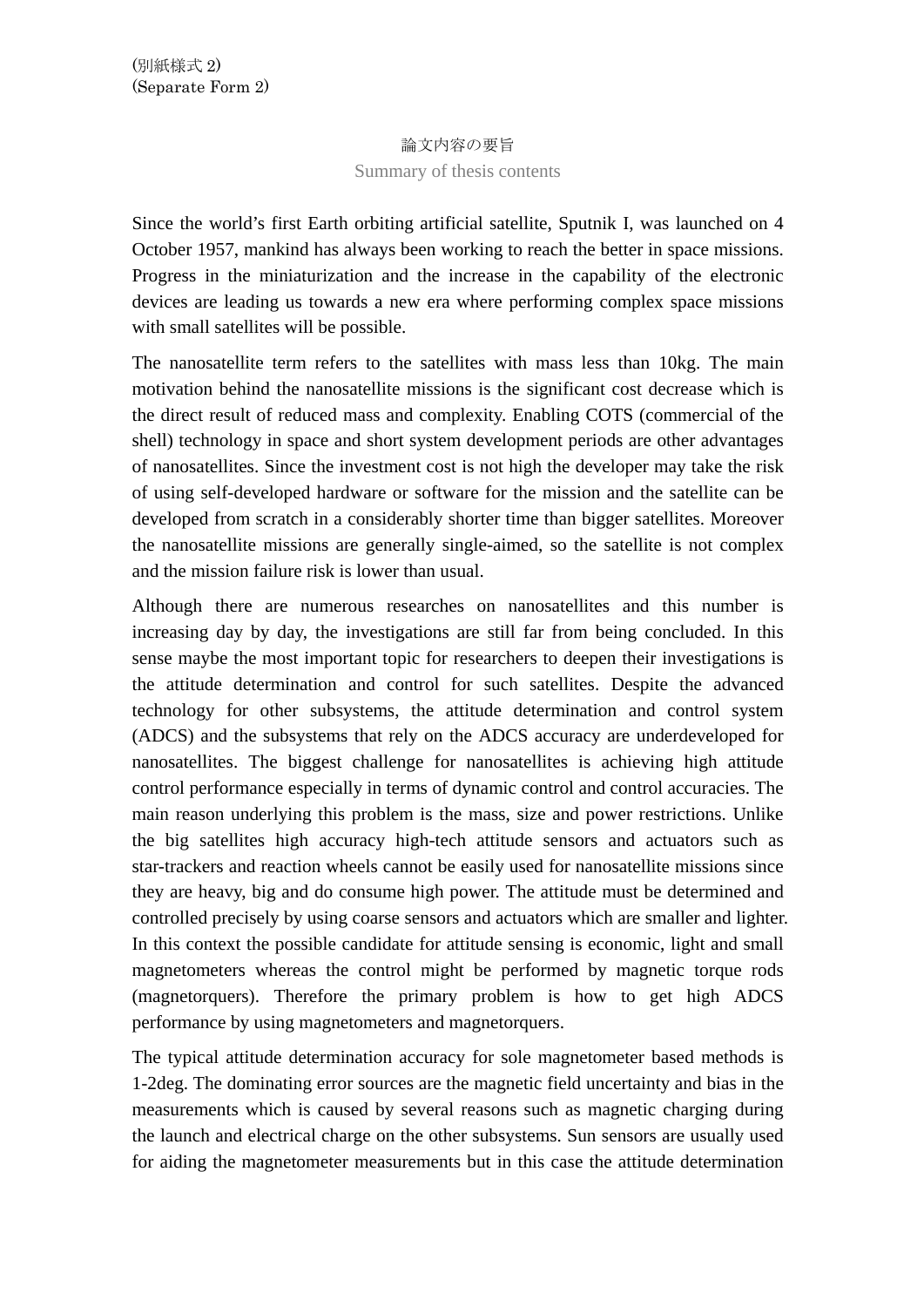(別紙様式 2)
(Separate Form 2)

# 論文内容の要旨

## Summary of thesis contents

Since the world's first Earth orbiting artificial satellite, Sputnik I, was launched on 4 October 1957, mankind has always been working to reach the better in space missions. Progress in the miniaturization and the increase in the capability of the electronic devices are leading us towards a new era where performing complex space missions with small satellites will be possible.

The nanosatellite term refers to the satellites with mass less than 10kg. The main motivation behind the nanosatellite missions is the significant cost decrease which is the direct result of reduced mass and complexity. Enabling COTS (commercial of the shell) technology in space and short system development periods are other advantages of nanosatellites. Since the investment cost is not high the developer may take the risk of using self-developed hardware or software for the mission and the satellite can be developed from scratch in a considerably shorter time than bigger satellites. Moreover the nanosatellite missions are generally single-aimed, so the satellite is not complex and the mission failure risk is lower than usual.

Although there are numerous researches on nanosatellites and this number is increasing day by day, the investigations are still far from being concluded. In this sense maybe the most important topic for researchers to deepen their investigations is the attitude determination and control for such satellites. Despite the advanced technology for other subsystems, the attitude determination and control system (ADCS) and the subsystems that rely on the ADCS accuracy are underdeveloped for nanosatellites. The biggest challenge for nanosatellites is achieving high attitude control performance especially in terms of dynamic control and control accuracies. The main reason underlying this problem is the mass, size and power restrictions. Unlike the big satellites high accuracy high-tech attitude sensors and actuators such as star-trackers and reaction wheels cannot be easily used for nanosatellite missions since they are heavy, big and do consume high power. The attitude must be determined and controlled precisely by using coarse sensors and actuators which are smaller and lighter. In this context the possible candidate for attitude sensing is economic, light and small magnetometers whereas the control might be performed by magnetic torque rods (magnetorquers). Therefore the primary problem is how to get high ADCS performance by using magnetometers and magnetorquers.

The typical attitude determination accuracy for sole magnetometer based methods is 1-2deg. The dominating error sources are the magnetic field uncertainty and bias in the measurements which is caused by several reasons such as magnetic charging during the launch and electrical charge on the other subsystems. Sun sensors are usually used for aiding the magnetometer measurements but in this case the attitude determination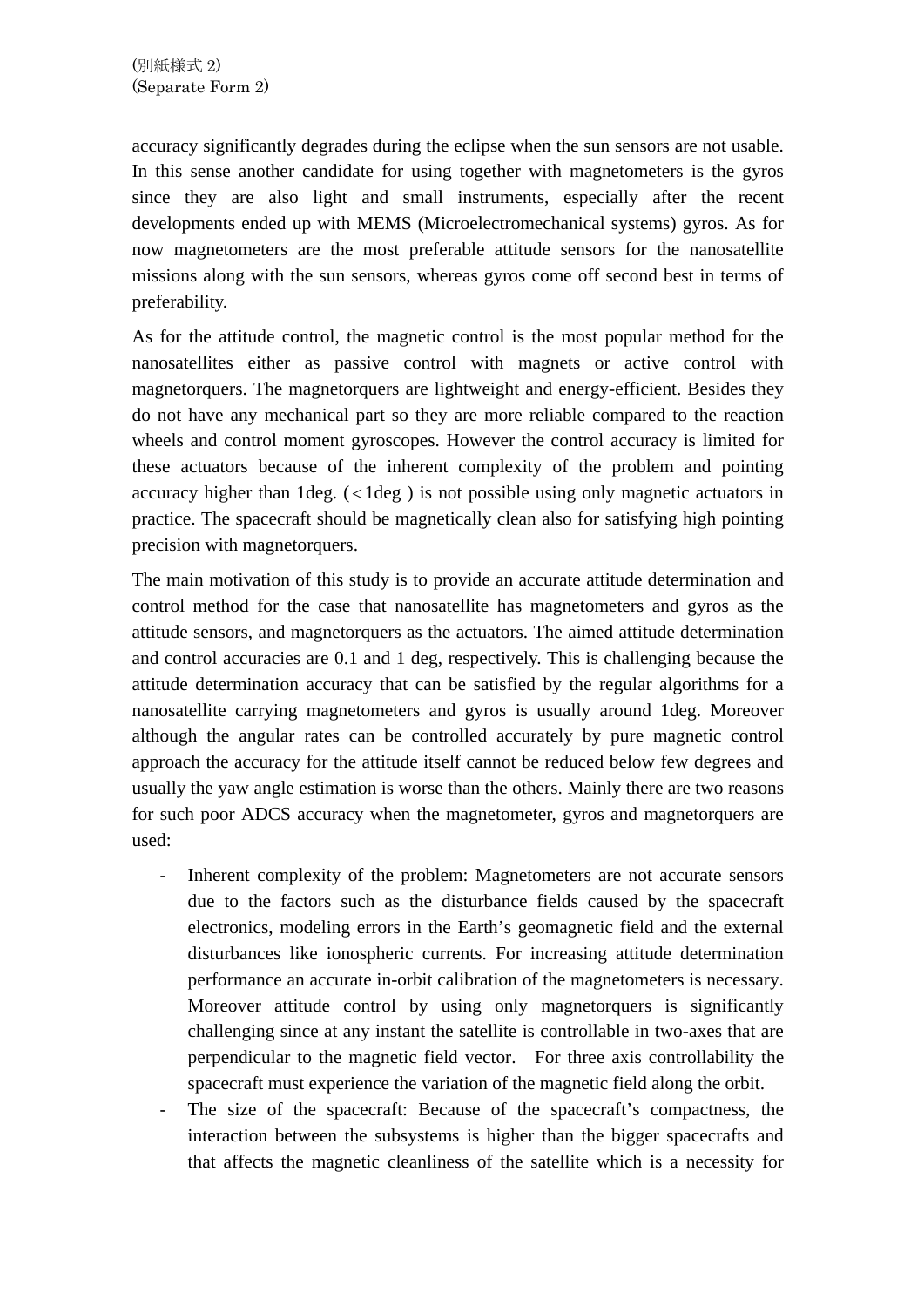accuracy significantly degrades during the eclipse when the sun sensors are not usable. In this sense another candidate for using together with magnetometers is the gyros since they are also light and small instruments, especially after the recent developments ended up with MEMS (Microelectromechanical systems) gyros. As for now magnetometers are the most preferable attitude sensors for the nanosatellite missions along with the sun sensors, whereas gyros come off second best in terms of preferability.

As for the attitude control, the magnetic control is the most popular method for the nanosatellites either as passive control with magnets or active control with magnetorquers. The magnetorquers are lightweight and energy-efficient. Besides they do not have any mechanical part so they are more reliable compared to the reaction wheels and control moment gyroscopes. However the control accuracy is limited for these actuators because of the inherent complexity of the problem and pointing accuracy higher than 1deg. ( $<$ 1deg ) is not possible using only magnetic actuators in practice. The spacecraft should be magnetically clean also for satisfying high pointing precision with magnetorquers.

The main motivation of this study is to provide an accurate attitude determination and control method for the case that nanosatellite has magnetometers and gyros as the attitude sensors, and magnetorquers as the actuators. The aimed attitude determination and control accuracies are 0.1 and 1 deg, respectively. This is challenging because the attitude determination accuracy that can be satisfied by the regular algorithms for a nanosatellite carrying magnetometers and gyros is usually around 1deg. Moreover although the angular rates can be controlled accurately by pure magnetic control approach the accuracy for the attitude itself cannot be reduced below few degrees and usually the yaw angle estimation is worse than the others. Mainly there are two reasons for such poor ADCS accuracy when the magnetometer, gyros and magnetorquers are used:

- Inherent complexity of the problem: Magnetometers are not accurate sensors due to the factors such as the disturbance fields caused by the spacecraft electronics, modeling errors in the Earth's geomagnetic field and the external disturbances like ionospheric currents. For increasing attitude determination performance an accurate in-orbit calibration of the magnetometers is necessary. Moreover attitude control by using only magnetorquers is significantly challenging since at any instant the satellite is controllable in two-axes that are perpendicular to the magnetic field vector. For three axis controllability the spacecraft must experience the variation of the magnetic field along the orbit.
- The size of the spacecraft: Because of the spacecraft's compactness, the interaction between the subsystems is higher than the bigger spacecrafts and that affects the magnetic cleanliness of the satellite which is a necessity for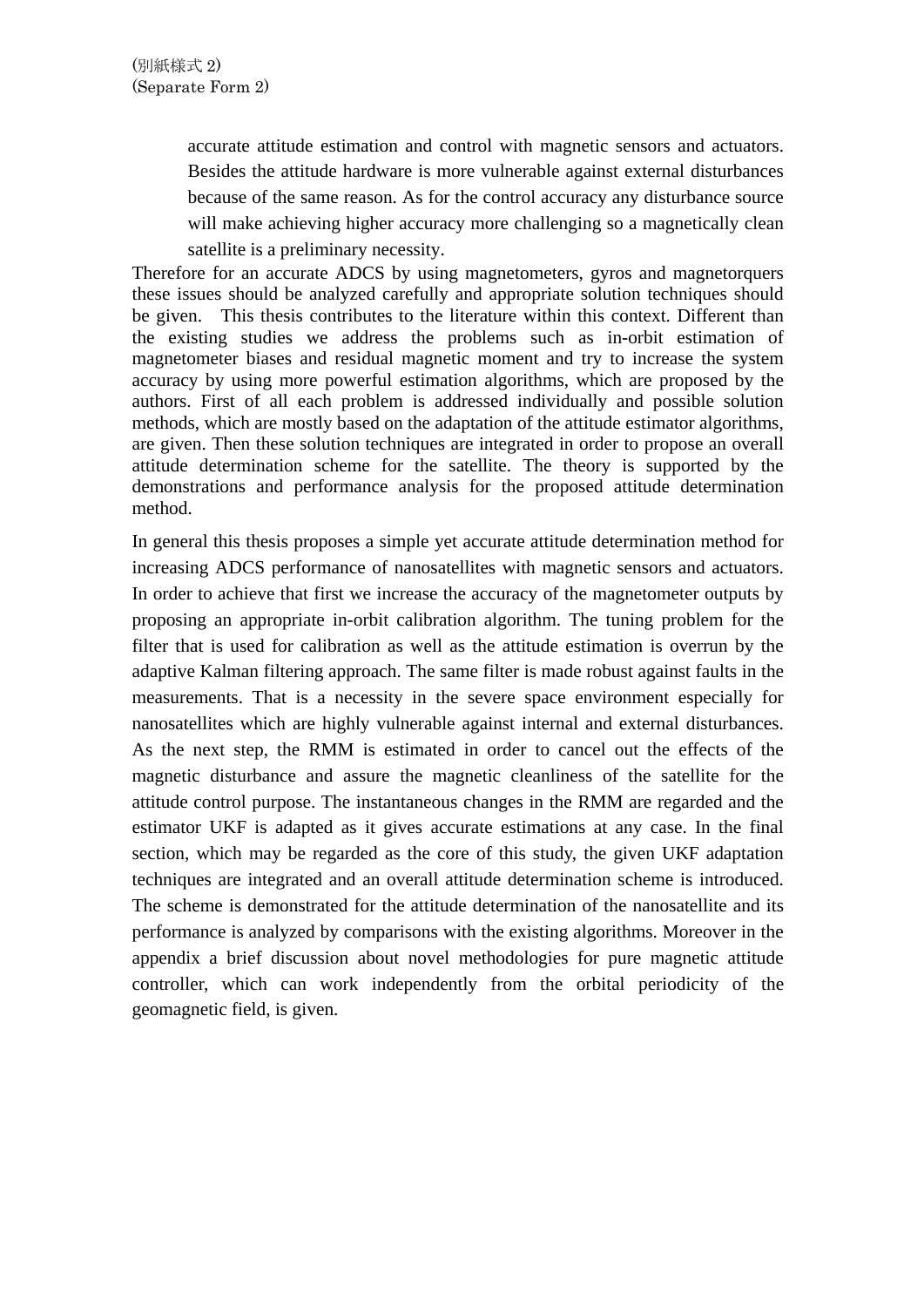accurate attitude estimation and control with magnetic sensors and actuators. Besides the attitude hardware is more vulnerable against external disturbances because of the same reason. As for the control accuracy any disturbance source will make achieving higher accuracy more challenging so a magnetically clean satellite is a preliminary necessity.

Therefore for an accurate ADCS by using magnetometers, gyros and magnetorquers these issues should be analyzed carefully and appropriate solution techniques should be given. This thesis contributes to the literature within this context. Different than the existing studies we address the problems such as in-orbit estimation of magnetometer biases and residual magnetic moment and try to increase the system accuracy by using more powerful estimation algorithms, which are proposed by the authors. First of all each problem is addressed individually and possible solution methods, which are mostly based on the adaptation of the attitude estimator algorithms, are given. Then these solution techniques are integrated in order to propose an overall attitude determination scheme for the satellite. The theory is supported by the demonstrations and performance analysis for the proposed attitude determination method.

In general this thesis proposes a simple yet accurate attitude determination method for increasing ADCS performance of nanosatellites with magnetic sensors and actuators. In order to achieve that first we increase the accuracy of the magnetometer outputs by proposing an appropriate in-orbit calibration algorithm. The tuning problem for the filter that is used for calibration as well as the attitude estimation is overrun by the adaptive Kalman filtering approach. The same filter is made robust against faults in the measurements. That is a necessity in the severe space environment especially for nanosatellites which are highly vulnerable against internal and external disturbances. As the next step, the RMM is estimated in order to cancel out the effects of the magnetic disturbance and assure the magnetic cleanliness of the satellite for the attitude control purpose. The instantaneous changes in the RMM are regarded and the estimator UKF is adapted as it gives accurate estimations at any case. In the final section, which may be regarded as the core of this study, the given UKF adaptation techniques are integrated and an overall attitude determination scheme is introduced. The scheme is demonstrated for the attitude determination of the nanosatellite and its performance is analyzed by comparisons with the existing algorithms. Moreover in the appendix a brief discussion about novel methodologies for pure magnetic attitude controller, which can work independently from the orbital periodicity of the geomagnetic field, is given.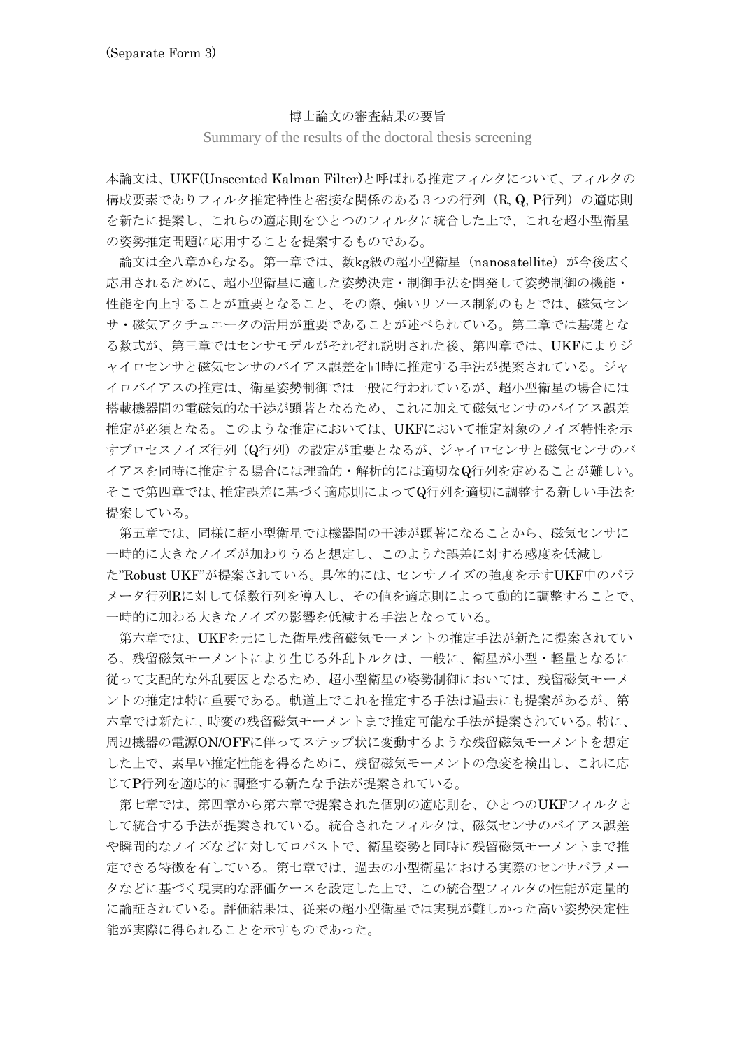(Separate Form 3)

博士論文の審査結果の要旨

Summary of the results of the doctoral thesis screening

本論文は、UKF(Unscented Kalman Filter)と呼ばれる推定フィルタについて、フィルタの構成要素でありフィルタ推定特性と密接な関係のある３つの行列（R, Q, P行列）の適応則を新たに提案し、これらの適応則をひとつのフィルタに統合した上で、これを超小型衛星の姿勢推定問題に応用することを提案するものである。

論文は全八章からなる。第一章では、数kg級の超小型衛星（nanosatellite）が今後広く応用されるために、超小型衛星に適した姿勢決定・制御手法を開発して姿勢制御の機能・性能を向上することが重要となること、その際、強いリソース制約のもとでは、磁気センサ・磁気アクチュエータの活用が重要であることが述べられている。第二章では基礎となる数式が、第三章ではセンサモデルがそれぞれ説明された後、第四章では、UKFによりジャイロセンサと磁気センサのバイアス誤差を同時に推定する手法が提案されている。ジャイロバイアスの推定は、衛星姿勢制御では一般に行われているが、超小型衛星の場合には搭載機器間の電磁気的な干渉が顕著となるため、これに加えて磁気センサのバイアス誤差推定が必須となる。このような推定においては、UKFにおいて推定対象のノイズ特性を示すプロセスノイズ行列（Q行列）の設定が重要となるが、ジャイロセンサと磁気センサのバイアスを同時に推定する場合には理論的・解析的には適切なQ行列を定めることが難しい。そこで第四章では、推定誤差に基づく適応則によってQ行列を適切に調整する新しい手法を提案している。

第五章では、同様に超小型衛星では機器間の干渉が顕著になることから、磁気センサに一時的に大きなノイズが加わりうると想定し、このような誤差に対する感度を低減した"Robust UKF"が提案されている。具体的には、センサノイズの強度を示すUKF中のパラメータ行列Rに対して係数行列を導入し、その値を適応則によって動的に調整することで、一時的に加わる大きなノイズの影響を低減する手法となっている。

第六章では、UKFを元にした衛星残留磁気モーメントの推定手法が新たに提案されている。残留磁気モーメントにより生じる外乱トルクは、一般に、衛星が小型・軽量となるに従って支配的な外乱要因となるため、超小型衛星の姿勢制御においては、残留磁気モーメントの推定は特に重要である。軌道上でこれを推定する手法は過去にも提案があるが、第六章では新たに、時変の残留磁気モーメントまで推定可能な手法が提案されている。特に、周辺機器の電源ON/OFFに伴ってステップ状に変動するような残留磁気モーメントを想定した上で、素早い推定性能を得るために、残留磁気モーメントの急変を検出し、これに応じてP行列を適応的に調整する新たな手法が提案されている。

第七章では、第四章から第六章で提案された個別の適応則を、ひとつのUKFフィルタとして統合する手法が提案されている。統合されたフィルタは、磁気センサのバイアス誤差や瞬間的なノイズなどに対してロバストで、衛星姿勢と同時に残留磁気モーメントまで推定できる特徴を有している。第七章では、過去の小型衛星における実際のセンサパラメータなどに基づく現実的な評価ケースを設定した上で、この統合型フィルタの性能が定量的に論証されている。評価結果は、従来の超小型衛星では実現が難しかった高い姿勢決定性能が実際に得られることを示すものであった。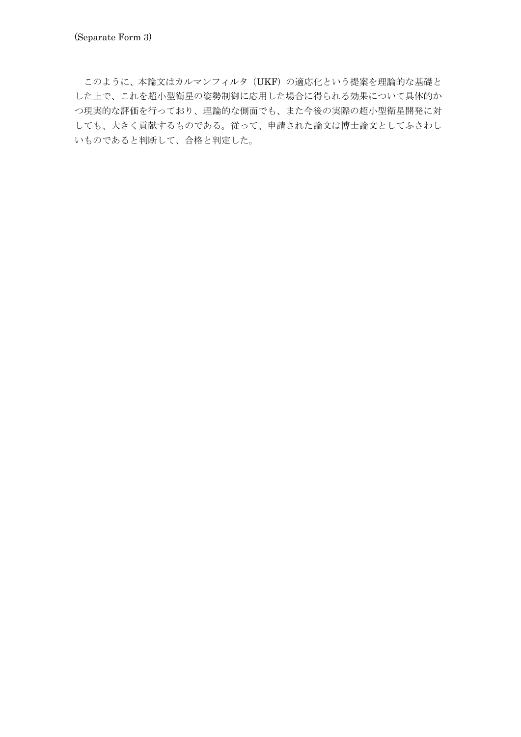(Separate Form 3)

このように、本論文はカルマンフィルタ（UKF）の適応化という提案を理論的な基礎とした上で、これを超小型衛星の姿勢制御に応用した場合に得られる効果について具体的かつ現実的な評価を行っており、理論的な側面でも、また今後の実際の超小型衛星開発に対しても、大きく貢献するものである。従って、申請された論文は博士論文としてふさわしいものであると判断して、合格と判定した。